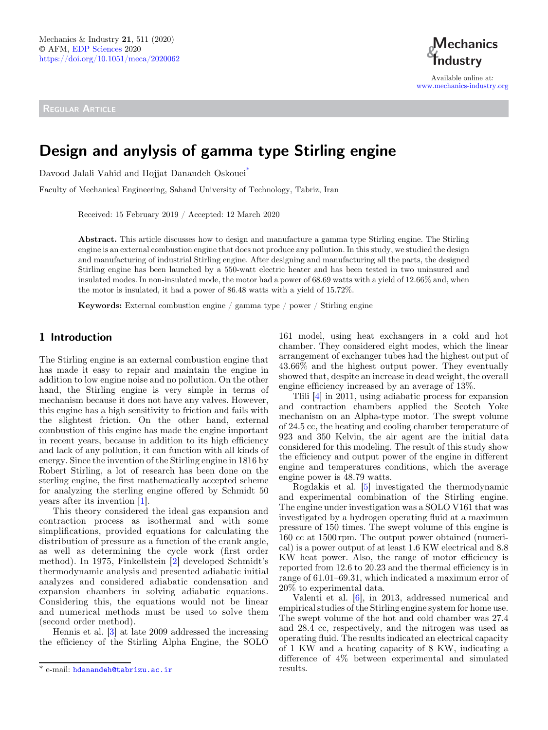Regular Article

# Design and anylysis of gamma type Stirling engine

Davood Jalali Vahid and Hojjat Danandeh Oskouei*

Faculty of Mechanical Engineering, Sahand University of Technology, Tabriz, Iran

Received: 15 February 2019 / Accepted: 12 March 2020

**Abstract.** This article discusses how to design and manufacture a gamma type Stirling engine. The Stirling engine is an external combustion engine that does not produce any pollution. In this study, we studied the design and manufacturing of industrial Stirling engine. After designing and manufacturing all the parts, the designed Stirling engine has been launched by a 550-watt electric heater and has been tested in two uninsured and insulated modes. In non-insulated mode, the motor had a power of 68.69 watts with a yield of 12.66% and, when the motor is insulated, it had a power of 86.48 watts with a yield of 15.72%.

**Keywords:** External combustion engine / gamma type / power / Stirling engine

## 1 Introduction

The Stirling engine is an external combustion engine that has made it easy to repair and maintain the engine in addition to low engine noise and no pollution. On the other hand, the Stirling engine is very simple in terms of mechanism because it does not have any valves. However, this engine has a high sensitivity to friction and fails with the slightest friction. On the other hand, external combustion of this engine has made the engine important in recent years, because in addition to its high efficiency and lack of any pollution, it can function with all kinds of energy. Since the invention of the Stirling engine in 1816 by Robert Stirling, a lot of research has been done on the sterling engine, the first mathematically accepted scheme for analyzing the sterling engine offered by Schmidt 50 years after its invention [1].

This theory considered the ideal gas expansion and contraction process as isothermal and with some simplifications, provided equations for calculating the distribution of pressure as a function of the crank angle, as well as determining the cycle work (first order method). In 1975, Finkellstein [2] developed Schmidt's thermodynamic analysis and presented adiabatic initial analyzes and considered adiabatic condensation and expansion chambers in solving adiabatic equations. Considering this, the equations would not be linear and numerical methods must be used to solve them (second order method).

Hennis et al. [3] at late 2009 addressed the increasing the efficiency of the Stirling Alpha Engine, the SOLO 161 model, using heat exchangers in a cold and hot chamber. They considered eight modes, which the linear arrangement of exchanger tubes had the highest output of 43.66% and the highest output power. They eventually showed that, despite an increase in dead weight, the overall engine efficiency increased by an average of 13%.

Tlili [4] in 2011, using adiabatic process for expansion and contraction chambers applied the Scotch Yoke mechanism on an Alpha-type motor. The swept volume of 24.5 cc, the heating and cooling chamber temperature of 923 and 350 Kelvin, the air agent are the initial data considered for this modeling. The result of this study show the efficiency and output power of the engine in different engine and temperatures conditions, which the average engine power is 48.79 watts.

Rogdakis et al. [5] investigated the thermodynamic and experimental combination of the Stirling engine. The engine under investigation was a SOLO V161 that was investigated by a hydrogen operating fluid at a maximum pressure of 150 times. The swept volume of this engine is 160 cc at 1500 rpm. The output power obtained (numerical) is a power output of at least 1.6 KW electrical and 8.8 KW heat power. Also, the range of motor efficiency is reported from 12.6 to 20.23 and the thermal efficiency is in range of 61.01–69.31, which indicated a maximum error of 20% to experimental data.

Valenti et al. [6], in 2013, addressed numerical and empirical studies of the Stirling engine system for home use. The swept volume of the hot and cold chamber was 27.4 and 28.4 cc, respectively, and the nitrogen was used as operating fluid. The results indicated an electrical capacity of 1 KW and a heating capacity of 8 KW, indicating a difference of 4% between experimental and simulated results.

* e-mail: hdanandeh@tabrizu.ac.ir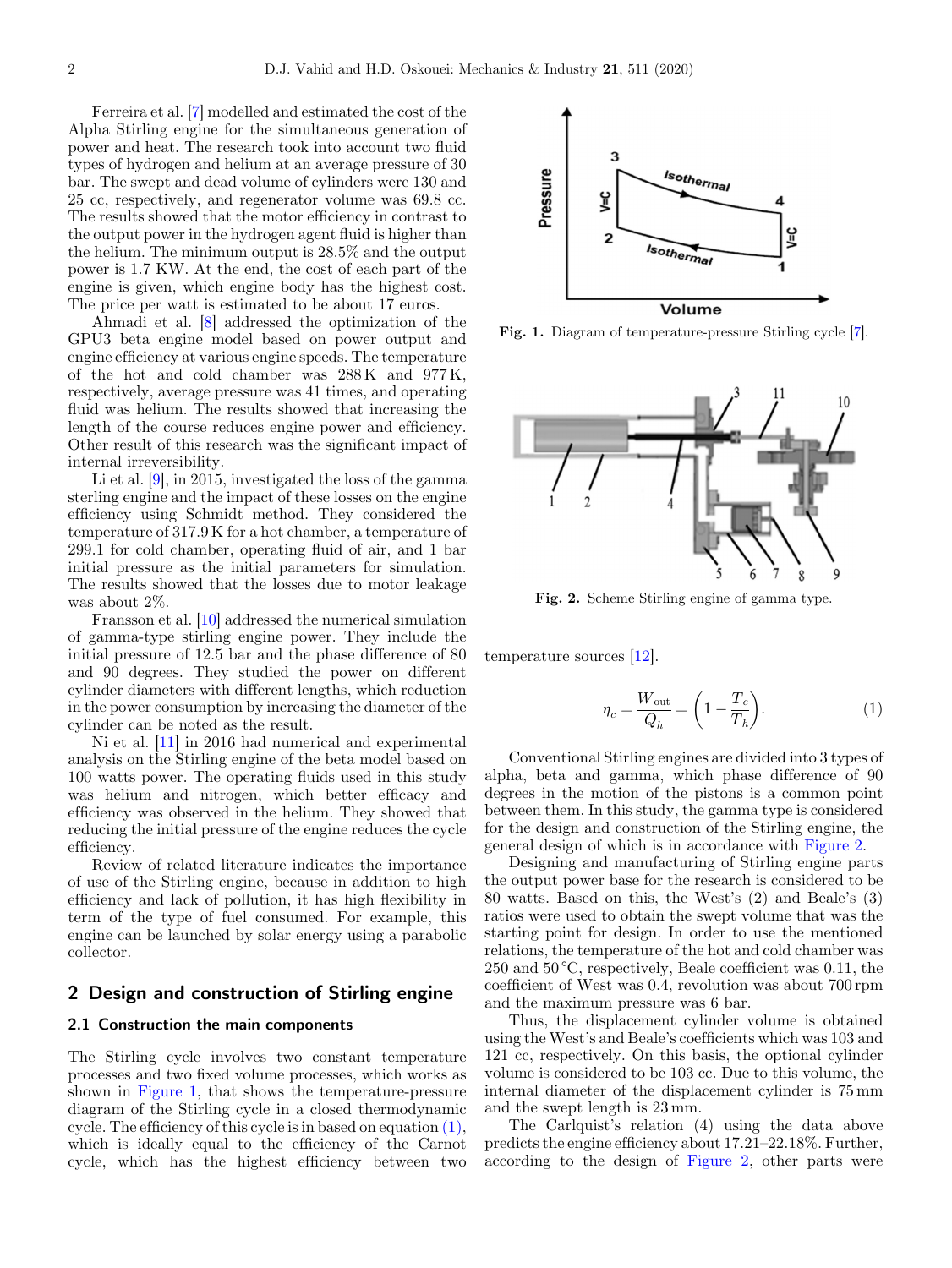Ferreira et al. [7] modelled and estimated the cost of the Alpha Stirling engine for the simultaneous generation of power and heat. The research took into account two fluid types of hydrogen and helium at an average pressure of 30 bar. The swept and dead volume of cylinders were 130 and 25 cc, respectively, and regenerator volume was 69.8 cc. The results showed that the motor efficiency in contrast to the output power in the hydrogen agent fluid is higher than the helium. The minimum output is 28.5% and the output power is 1.7 KW. At the end, the cost of each part of the engine is given, which engine body has the highest cost. The price per watt is estimated to be about 17 euros.

Ahmadi et al. [8] addressed the optimization of the GPU3 beta engine model based on power output and engine efficiency at various engine speeds. The temperature of the hot and cold chamber was 288 K and 977 K, respectively, average pressure was 41 times, and operating fluid was helium. The results showed that increasing the length of the course reduces engine power and efficiency. Other result of this research was the significant impact of internal irreversibility.

Li et al. [9], in 2015, investigated the loss of the gamma sterling engine and the impact of these losses on the engine efficiency using Schmidt method. They considered the temperature of 317.9 K for a hot chamber, a temperature of 299.1 for cold chamber, operating fluid of air, and 1 bar initial pressure as the initial parameters for simulation. The results showed that the losses due to motor leakage was about 2%.

Fransson et al. [10] addressed the numerical simulation of gamma-type stirling engine power. They include the initial pressure of 12.5 bar and the phase difference of 80 and 90 degrees. They studied the power on different cylinder diameters with different lengths, which reduction in the power consumption by increasing the diameter of the cylinder can be noted as the result.

Ni et al. [11] in 2016 had numerical and experimental analysis on the Stirling engine of the beta model based on 100 watts power. The operating fluids used in this study was helium and nitrogen, which better efficacy and efficiency was observed in the helium. They showed that reducing the initial pressure of the engine reduces the cycle efficiency.

Review of related literature indicates the importance of use of the Stirling engine, because in addition to high efficiency and lack of pollution, it has high flexibility in term of the type of fuel consumed. For example, this engine can be launched by solar energy using a parabolic collector.

## 2 Design and construction of Stirling engine

### 2.1 Construction the main components

The Stirling cycle involves two constant temperature processes and two fixed volume processes, which works as shown in Figure 1, that shows the temperature-pressure diagram of the Stirling cycle in a closed thermodynamic cycle. The efficiency of this cycle is in based on equation (1), which is ideally equal to the efficiency of the Carnot cycle, which has the highest efficiency between two temperature sources [12].

Fig. 1. Diagram of temperature-pressure Stirling cycle [7].

Fig. 2. Scheme Stirling engine of gamma type.

$$\eta_c = \frac{W_{\text{out}}}{Q_h} = \left(1 - \frac{T_c}{T_h}\right). \tag{1}$$

Conventional Stirling engines are divided into 3 types of alpha, beta and gamma, which phase difference of 90 degrees in the motion of the pistons is a common point between them. In this study, the gamma type is considered for the design and construction of the Stirling engine, the general design of which is in accordance with Figure 2.

Designing and manufacturing of Stirling engine parts the output power base for the research is considered to be 80 watts. Based on this, the West's (2) and Beale's (3) ratios were used to obtain the swept volume that was the starting point for design. In order to use the mentioned relations, the temperature of the hot and cold chamber was 250 and 50 °C, respectively, Beale coefficient was 0.11, the coefficient of West was 0.4, revolution was about 700 rpm and the maximum pressure was 6 bar.

Thus, the displacement cylinder volume is obtained using the West's and Beale's coefficients which was 103 and 121 cc, respectively. On this basis, the optional cylinder volume is considered to be 103 cc. Due to this volume, the internal diameter of the displacement cylinder is 75 mm and the swept length is 23 mm.

The Carlquist's relation (4) using the data above predicts the engine efficiency about 17.21–22.18%. Further, according to the design of Figure 2, other parts were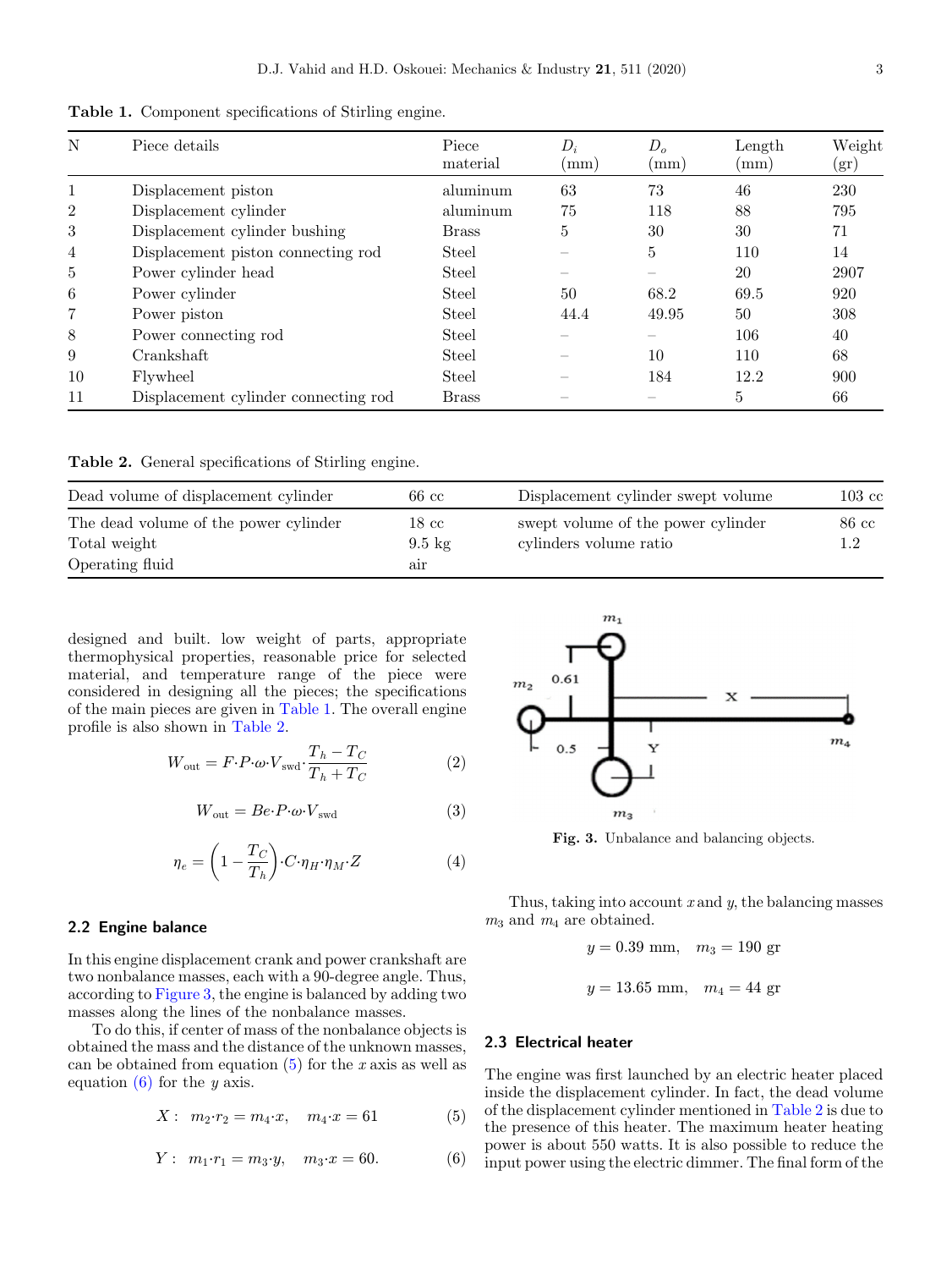**Table 1.** Component specifications of Stirling engine.

| N | Piece details | Piece material | $D_i$ (mm) | $D_o$ (mm) | Length (mm) | Weight (gr) |
|---|---|---|---|---|---|---|
| 1 | Displacement piston | aluminum | 63 | 73 | 46 | 230 |
| 2 | Displacement cylinder | aluminum | 75 | 118 | 88 | 795 |
| 3 | Displacement cylinder bushing | Brass | 5 | 30 | 30 | 71 |
| 4 | Displacement piston connecting rod | Steel | – | 5 | 110 | 14 |
| 5 | Power cylinder head | Steel | – | – | 20 | 2907 |
| 6 | Power cylinder | Steel | 50 | 68.2 | 69.5 | 920 |
| 7 | Power piston | Steel | 44.4 | 49.95 | 50 | 308 |
| 8 | Power connecting rod | Steel | – | – | 106 | 40 |
| 9 | Crankshaft | Steel | – | 10 | 110 | 68 |
| 10 | Flywheel | Steel | – | 184 | 12.2 | 900 |
| 11 | Displacement cylinder connecting rod | Brass | – | – | 5 | 66 |

**Table 2.** General specifications of Stirling engine.

| Dead volume of displacement cylinder | 66 cc | Displacement cylinder swept volume | 103 cc |
|---|---|---|---|
| The dead volume of the power cylinder | 18 cc | swept volume of the power cylinder | 86 cc |
| Total weight | 9.5 kg | cylinders volume ratio | 1.2 |
| Operating fluid | air | | |

designed and built. low weight of parts, appropriate thermophysical properties, reasonable price for selected material, and temperature range of the piece were considered in designing all the pieces; the specifications of the main pieces are given in Table 1. The overall engine profile is also shown in Table 2.

$$W_{\text{out}} = F{\cdot}P{\cdot}\omega{\cdot}V_{\text{swd}}{\cdot}\frac{T_h - T_C}{T_h + T_C} \tag{2}$$

$$W_{\text{out}} = Be{\cdot}P{\cdot}\omega{\cdot}V_{\text{swd}} \tag{3}$$

$$\eta_e = \left(1 - \frac{T_C}{T_h}\right){\cdot}C{\cdot}\eta_H{\cdot}\eta_M{\cdot}Z \tag{4}$$

## 2.2 Engine balance

In this engine displacement crank and power crankshaft are two nonbalance masses, each with a 90-degree angle. Thus, according to Figure 3, the engine is balanced by adding two masses along the lines of the nonbalance masses.

To do this, if center of mass of the nonbalance objects is obtained the mass and the distance of the unknown masses, can be obtained from equation (5) for the $x$ axis as well as equation (6) for the $y$ axis.

$$X: \quad m_2{\cdot}r_2 = m_4{\cdot}x, \quad m_4{\cdot}x = 61 \tag{5}$$

$$Y: \quad m_1{\cdot}r_1 = m_3{\cdot}y, \quad m_3{\cdot}x = 60. \tag{6}$$

**Fig. 3.** Unbalance and balancing objects.

Thus, taking into account $x$ and $y$, the balancing masses $m_3$ and $m_4$ are obtained.

$$y = 0.39 \text{ mm}, \quad m_3 = 190 \text{ gr}$$

$$y = 13.65 \text{ mm}, \quad m_4 = 44 \text{ gr}$$

## 2.3 Electrical heater

The engine was first launched by an electric heater placed inside the displacement cylinder. In fact, the dead volume of the displacement cylinder mentioned in Table 2 is due to the presence of this heater. The maximum heater heating power is about 550 watts. It is also possible to reduce the input power using the electric dimmer. The final form of the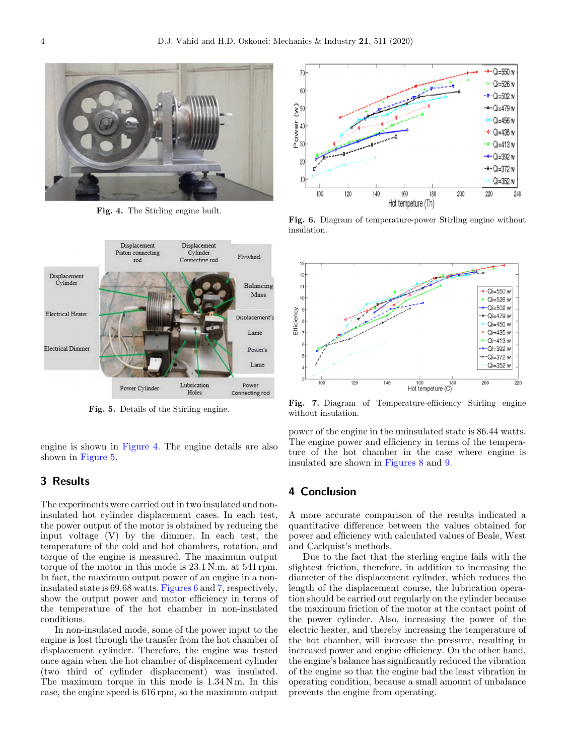Fig. 4. The Stirling engine built.

Fig. 5. Details of the Stirling engine.

engine is shown in Figure 4. The engine details are also shown in Figure 5.

## 3 Results

The experiments were carried out in two insulated and non-insulated hot cylinder displacement cases. In each test, the power output of the motor is obtained by reducing the input voltage (V) by the dimmer. In each test, the temperature of the cold and hot chambers, rotation, and torque of the engine is measured. The maximum output torque of the motor in this mode is 23.1 N.m. at 541 rpm. In fact, the maximum output power of an engine in a non-insulated state is 69.68 watts. Figures 6 and 7, respectively, show the output power and motor efficiency in terms of the temperature of the hot chamber in non-insulated conditions.

In non-insulated mode, some of the power input to the engine is lost through the transfer from the hot chamber of displacement cylinder. Therefore, the engine was tested once again when the hot chamber of displacement cylinder (two third of cylinder displacement) was insulated. The maximum torque in this mode is 1.34 N m. In this case, the engine speed is 616 rpm, so the maximum output power of the engine in the uninsulated state is 86.44 watts. The engine power and efficiency in terms of the temperature of the hot chamber in the case where engine is insulated are shown in Figures 8 and 9.

Fig. 6. Diagram of temperature-power Stirling engine without insulation.

Fig. 7. Diagram of Temperature-efficiency Stirling engine without insulation.

## 4 Conclusion

A more accurate comparison of the results indicated a quantitative difference between the values obtained for power and efficiency with calculated values of Beale, West and Carlquist's methods.

Due to the fact that the sterling engine fails with the slightest friction, therefore, in addition to increasing the diameter of the displacement cylinder, which reduces the length of the displacement course, the lubrication operation should be carried out regularly on the cylinder because the maximum friction of the motor at the contact point of the power cylinder. Also, increasing the power of the electric heater, and thereby increasing the temperature of the hot chamber, will increase the pressure, resulting in increased power and engine efficiency. On the other hand, the engine's balance has significantly reduced the vibration of the engine so that the engine had the least vibration in operating condition, because a small amount of unbalance prevents the engine from operating.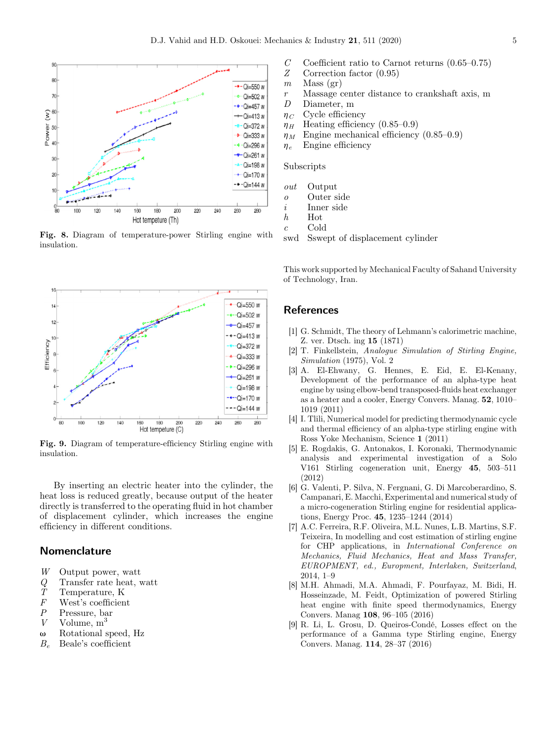Fig. 8. Diagram of temperature-power Stirling engine with insulation.

Fig. 9. Diagram of temperature-efficiency Stirling engine with insulation.

By inserting an electric heater into the cylinder, the heat loss is reduced greatly, because output of the heater directly is transferred to the operating fluid in hot chamber of displacement cylinder, which increases the engine efficiency in different conditions.

## Nomenclature

- $W$ Output power, watt
- $Q$ Transfer rate heat, watt
- $T$ Temperature, K
- $F$ West's coefficient
- $P$ Pressure, bar
- $V$ Volume, $m^3$
- $\omega$ Rotational speed, Hz
- $B_e$ Beale's coefficient
- $C$ Coefficient ratio to Carnot returns (0.65–0.75)
- $Z$ Correction factor (0.95)
- $m$ Mass (gr)
- $r$ Massage center distance to crankshaft axis, m
- $D$ Diameter, m
- $\eta_C$ Cycle efficiency
- $\eta_H$ Heating efficiency (0.85–0.9)
- $\eta_M$ Engine mechanical efficiency (0.85–0.9)
- $\eta_e$ Engine efficiency

Subscripts

- *out* Output
- *o* Outer side
- *i* Inner side
- *h* Hot
- *c* Cold
- swd Sswept of displacement cylinder

This work supported by Mechanical Faculty of Sahand University of Technology, Iran.

## References

[1] G. Schmidt, The theory of Lehmann's calorimetric machine, Z. ver. Dtsch. ing **15** (1871)

[2] T. Finkellstein, *Analogue Simulation of Stirling Engine, Simulation* (1975), Vol. 2

[3] A. El-Ehwany, G. Hennes, E. Eid, E. El-Kenany, Development of the performance of an alpha-type heat engine by using elbow-bend transposed-fluids heat exchanger as a heater and a cooler, Energy Convers. Manag. **52**, 1010–1019 (2011)

[4] I. Tlili, Numerical model for predicting thermodynamic cycle and thermal efficiency of an alpha-type stirling engine with Ross Yoke Mechanism, Science **1** (2011)

[5] E. Rogdakis, G. Antonakos, I. Koronaki, Thermodynamic analysis and experimental investigation of a Solo V161 Stirling cogeneration unit, Energy **45**, 503–511 (2012)

[6] G. Valenti, P. Silva, N. Fergnani, G. Di Marcoberardino, S. Campanari, E. Macchi, Experimental and numerical study of a micro-cogeneration Stirling engine for residential applications, Energy Proc. **45**, 1235–1244 (2014)

[7] A.C. Ferreira, R.F. Oliveira, M.L. Nunes, L.B. Martins, S.F. Teixeira, In modelling and cost estimation of stirling engine for CHP applications, in *International Conference on Mechanics, Fluid Mechanics, Heat and Mass Transfer, EUROPMENT, ed., Europment, Interlaken, Switzerland*, 2014, 1–9

[8] M.H. Ahmadi, M.A. Ahmadi, F. Pourfayaz, M. Bidi, H. Hosseinzade, M. Feidt, Optimization of powered Stirling heat engine with finite speed thermodynamics, Energy Convers. Manag **108**, 96–105 (2016)

[9] R. Li, L. Grosu, D. Queiros-Condé, Losses effect on the performance of a Gamma type Stirling engine, Energy Convers. Manag. **114**, 28–37 (2016)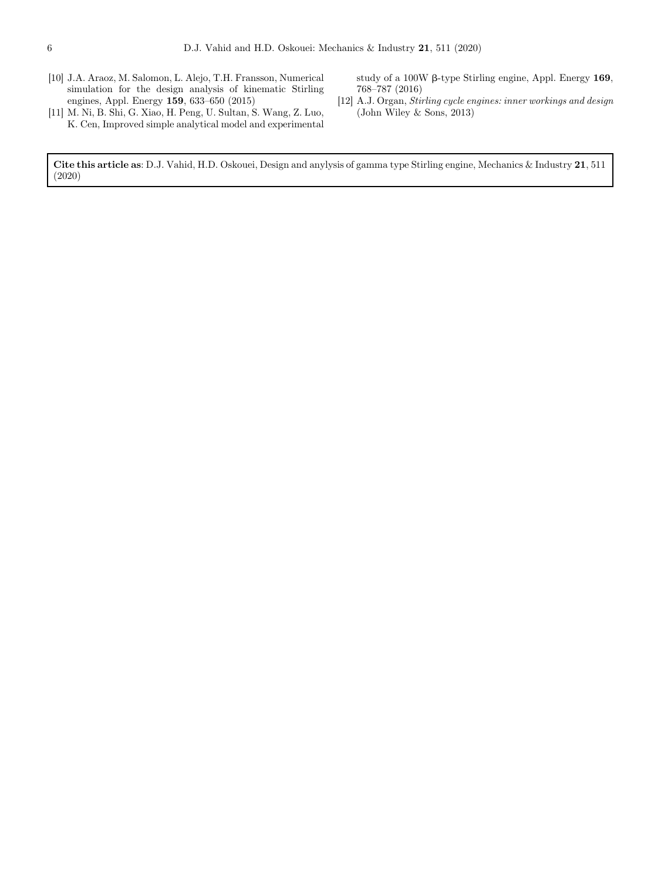[10] J.A. Araoz, M. Salomon, L. Alejo, T.H. Fransson, Numerical simulation for the design analysis of kinematic Stirling engines, Appl. Energy **159**, 633–650 (2015)

[11] M. Ni, B. Shi, G. Xiao, H. Peng, U. Sultan, S. Wang, Z. Luo, K. Cen, Improved simple analytical model and experimental study of a 100W β-type Stirling engine, Appl. Energy **169**, 768–787 (2016)

[12] A.J. Organ, *Stirling cycle engines: inner workings and design* (John Wiley & Sons, 2013)

**Cite this article as**: D.J. Vahid, H.D. Oskouei, Design and anylysis of gamma type Stirling engine, Mechanics & Industry **21**, 511 (2020)